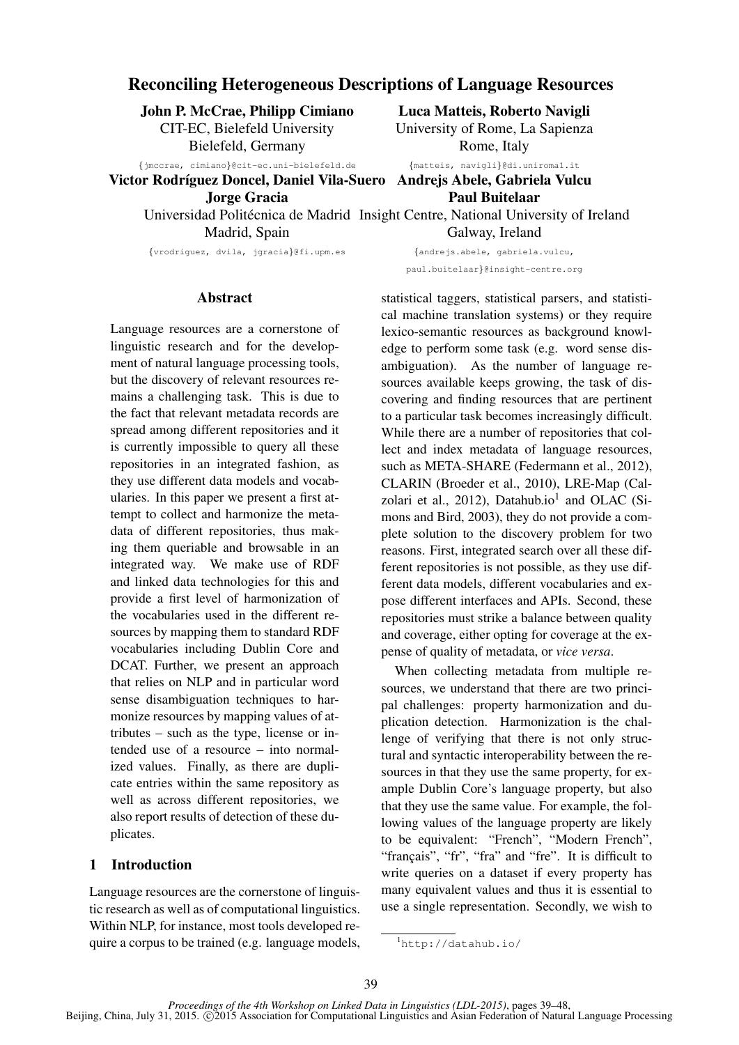# Reconciling Heterogeneous Descriptions of Language Resources

**John P. McCrae, Philipp Cimiano**
CIT-EC, Bielefeld University
Bielefeld, Germany
{jmccrae, cimiano}@cit-ec.uni-bielefeld.de

**Luca Matteis, Roberto Navigli**
University of Rome, La Sapienza
Rome, Italy
{matteis, navigli}@di.uniroma1.it

**Victor Rodríguez Doncel, Daniel Vila-Suero, Jorge Gracia**
Universidad Politécnica de Madrid
Madrid, Spain
{vrodriguez, dvila, jgracia}@fi.upm.es

**Andrejs Abele, Gabriela Vulcu, Paul Buitelaar**
Insight Centre, National University of Ireland
Galway, Ireland
{andrejs.abele, gabriela.vulcu, paul.buitelaar}@insight-centre.org

## Abstract

Language resources are a cornerstone of linguistic research and for the development of natural language processing tools, but the discovery of relevant resources remains a challenging task. This is due to the fact that relevant metadata records are spread among different repositories and it is currently impossible to query all these repositories in an integrated fashion, as they use different data models and vocabularies. In this paper we present a first attempt to collect and harmonize the metadata of different repositories, thus making them queriable and browsable in an integrated way. We make use of RDF and linked data technologies for this and provide a first level of harmonization of the vocabularies used in the different resources by mapping them to standard RDF vocabularies including Dublin Core and DCAT. Further, we present an approach that relies on NLP and in particular word sense disambiguation techniques to harmonize resources by mapping values of attributes – such as the type, license or intended use of a resource – into normalized values. Finally, as there are duplicate entries within the same repository as well as across different repositories, we also report results of detection of these duplicates.

## 1 Introduction

Language resources are the cornerstone of linguistic research as well as of computational linguistics. Within NLP, for instance, most tools developed require a corpus to be trained (e.g. language models, statistical taggers, statistical parsers, and statistical machine translation systems) or they require lexico-semantic resources as background knowledge to perform some task (e.g. word sense disambiguation). As the number of language resources available keeps growing, the task of discovering and finding resources that are pertinent to a particular task becomes increasingly difficult. While there are a number of repositories that collect and index metadata of language resources, such as META-SHARE (Federmann et al., 2012), CLARIN (Broeder et al., 2010), LRE-Map (Calzolari et al., 2012), Datahub.io[1] and OLAC (Simons and Bird, 2003), they do not provide a complete solution to the discovery problem for two reasons. First, integrated search over all these different repositories is not possible, as they use different data models, different vocabularies and expose different interfaces and APIs. Second, these repositories must strike a balance between quality and coverage, either opting for coverage at the expense of quality of metadata, or *vice versa*.

When collecting metadata from multiple resources, we understand that there are two principal challenges: property harmonization and duplication detection. Harmonization is the challenge of verifying that there is not only structural and syntactic interoperability between the resources in that they use the same property, for example Dublin Core's language property, but also that they use the same value. For example, the following values of the language property are likely to be equivalent: "French", "Modern French", "français", "fr", "fra" and "fre". It is difficult to write queries on a dataset if every property has many equivalent values and thus it is essential to use a single representation. Secondly, we wish to

[1] http://datahub.io/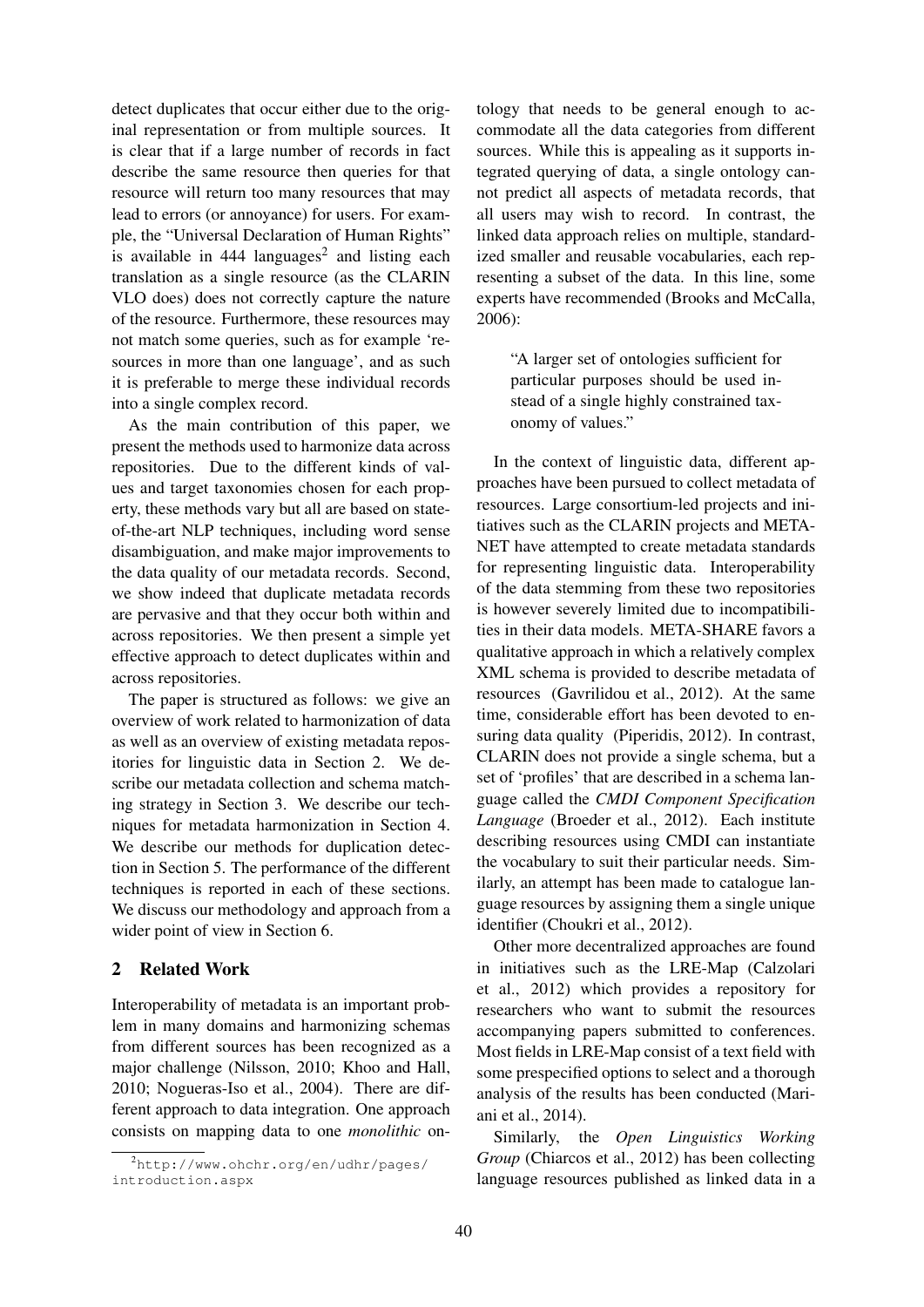detect duplicates that occur either due to the original representation or from multiple sources. It is clear that if a large number of records in fact describe the same resource then queries for that resource will return too many resources that may lead to errors (or annoyance) for users. For example, the "Universal Declaration of Human Rights" is available in 444 languages[2] and listing each translation as a single resource (as the CLARIN VLO does) does not correctly capture the nature of the resource. Furthermore, these resources may not match some queries, such as for example 'resources in more than one language', and as such it is preferable to merge these individual records into a single complex record.

As the main contribution of this paper, we present the methods used to harmonize data across repositories. Due to the different kinds of values and target taxonomies chosen for each property, these methods vary but all are based on state-of-the-art NLP techniques, including word sense disambiguation, and make major improvements to the data quality of our metadata records. Second, we show indeed that duplicate metadata records are pervasive and that they occur both within and across repositories. We then present a simple yet effective approach to detect duplicates within and across repositories.

The paper is structured as follows: we give an overview of work related to harmonization of data as well as an overview of existing metadata repositories for linguistic data in Section 2. We describe our metadata collection and schema matching strategy in Section 3. We describe our techniques for metadata harmonization in Section 4. We describe our methods for duplication detection in Section 5. The performance of the different techniques is reported in each of these sections. We discuss our methodology and approach from a wider point of view in Section 6.

## 2 Related Work

Interoperability of metadata is an important problem in many domains and harmonizing schemas from different sources has been recognized as a major challenge (Nilsson, 2010; Khoo and Hall, 2010; Nogueras-Iso et al., 2004). There are different approach to data integration. One approach consists on mapping data to one *monolithic* ontology that needs to be general enough to accommodate all the data categories from different sources. While this is appealing as it supports integrated querying of data, a single ontology cannot predict all aspects of metadata records, that all users may wish to record. In contrast, the linked data approach relies on multiple, standardized smaller and reusable vocabularies, each representing a subset of the data. In this line, some experts have recommended (Brooks and McCalla, 2006):

> "A larger set of ontologies sufficient for particular purposes should be used instead of a single highly constrained taxonomy of values."

In the context of linguistic data, different approaches have been pursued to collect metadata of resources. Large consortium-led projects and initiatives such as the CLARIN projects and META-NET have attempted to create metadata standards for representing linguistic data. Interoperability of the data stemming from these two repositories is however severely limited due to incompatibilities in their data models. META-SHARE favors a qualitative approach in which a relatively complex XML schema is provided to describe metadata of resources (Gavrilidou et al., 2012). At the same time, considerable effort has been devoted to ensuring data quality (Piperidis, 2012). In contrast, CLARIN does not provide a single schema, but a set of 'profiles' that are described in a schema language called the *CMDI Component Specification Language* (Broeder et al., 2012). Each institute describing resources using CMDI can instantiate the vocabulary to suit their particular needs. Similarly, an attempt has been made to catalogue language resources by assigning them a single unique identifier (Choukri et al., 2012).

Other more decentralized approaches are found in initiatives such as the LRE-Map (Calzolari et al., 2012) which provides a repository for researchers who want to submit the resources accompanying papers submitted to conferences. Most fields in LRE-Map consist of a text field with some prespecified options to select and a thorough analysis of the results has been conducted (Mariani et al., 2014).

Similarly, the *Open Linguistics Working Group* (Chiarcos et al., 2012) has been collecting language resources published as linked data in a

[2] http://www.ohchr.org/en/udhr/pages/introduction.aspx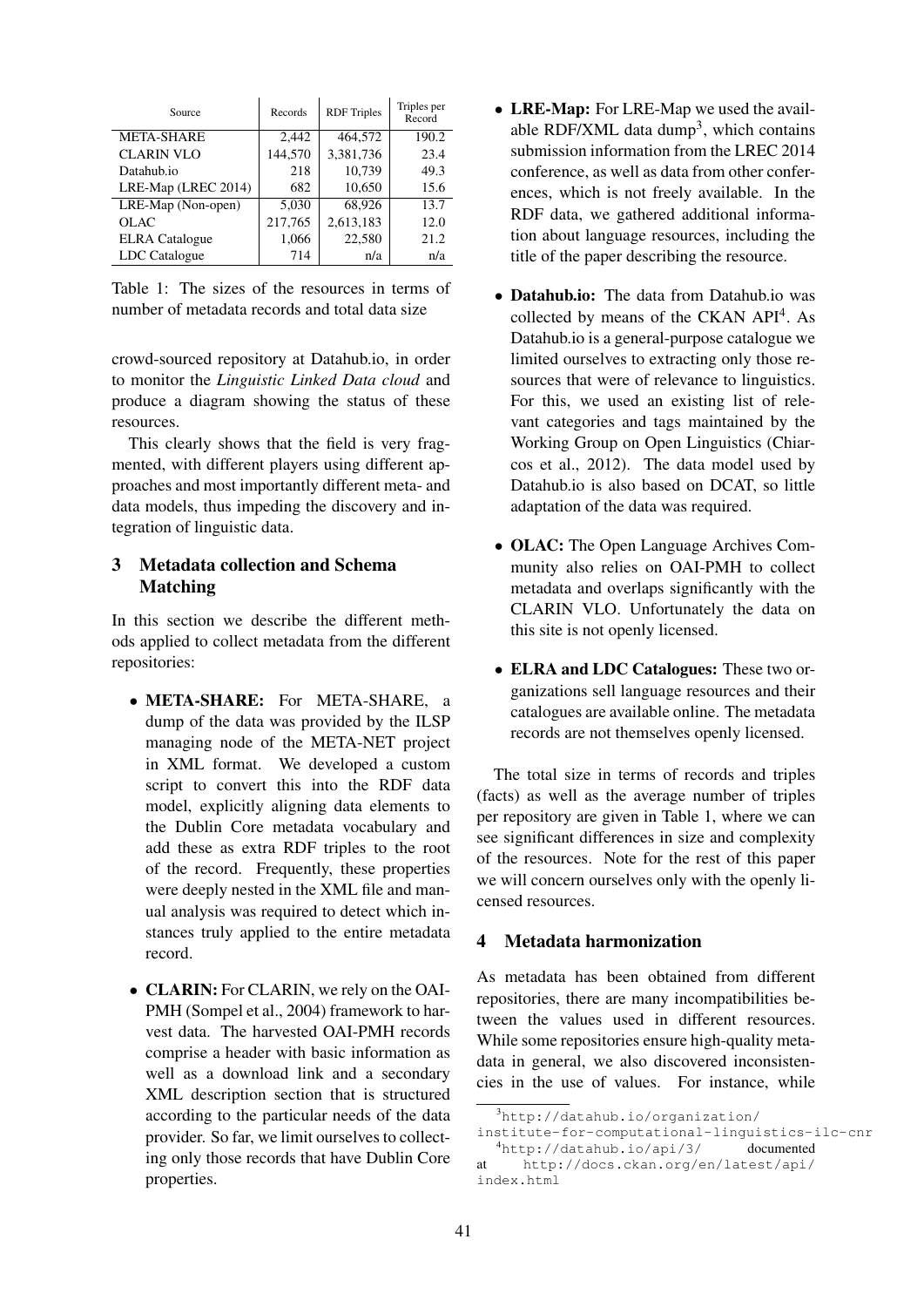| Source | Records | RDF Triples | Triples per Record |
|---|---|---|---|
| META-SHARE | 2,442 | 464,572 | 190.2 |
| CLARIN VLO | 144,570 | 3,381,736 | 23.4 |
| Datahub.io | 218 | 10,739 | 49.3 |
| LRE-Map (LREC 2014) | 682 | 10,650 | 15.6 |
| LRE-Map (Non-open) | 5,030 | 68,926 | 13.7 |
| OLAC | 217,765 | 2,613,183 | 12.0 |
| ELRA Catalogue | 1,066 | 22,580 | 21.2 |
| LDC Catalogue | 714 | n/a | n/a |

Table 1: The sizes of the resources in terms of number of metadata records and total data size

crowd-sourced repository at Datahub.io, in order to monitor the *Linguistic Linked Data cloud* and produce a diagram showing the status of these resources.

This clearly shows that the field is very fragmented, with different players using different approaches and most importantly different meta- and data models, thus impeding the discovery and integration of linguistic data.

## 3 Metadata collection and Schema Matching

In this section we describe the different methods applied to collect metadata from the different repositories:

- **META-SHARE:** For META-SHARE, a dump of the data was provided by the ILSP managing node of the META-NET project in XML format. We developed a custom script to convert this into the RDF data model, explicitly aligning data elements to the Dublin Core metadata vocabulary and add these as extra RDF triples to the root of the record. Frequently, these properties were deeply nested in the XML file and manual analysis was required to detect which instances truly applied to the entire metadata record.

- **CLARIN:** For CLARIN, we rely on the OAI-PMH (Sompel et al., 2004) framework to harvest data. The harvested OAI-PMH records comprise a header with basic information as well as a download link and a secondary XML description section that is structured according to the particular needs of the data provider. So far, we limit ourselves to collecting only those records that have Dublin Core properties.

- **LRE-Map:** For LRE-Map we used the available RDF/XML data dump[3], which contains submission information from the LREC 2014 conference, as well as data from other conferences, which is not freely available. In the RDF data, we gathered additional information about language resources, including the title of the paper describing the resource.

- **Datahub.io:** The data from Datahub.io was collected by means of the CKAN API[4]. As Datahub.io is a general-purpose catalogue we limited ourselves to extracting only those resources that were of relevance to linguistics. For this, we used an existing list of relevant categories and tags maintained by the Working Group on Open Linguistics (Chiarcos et al., 2012). The data model used by Datahub.io is also based on DCAT, so little adaptation of the data was required.

- **OLAC:** The Open Language Archives Community also relies on OAI-PMH to collect metadata and overlaps significantly with the CLARIN VLO. Unfortunately the data on this site is not openly licensed.

- **ELRA and LDC Catalogues:** These two organizations sell language resources and their catalogues are available online. The metadata records are not themselves openly licensed.

The total size in terms of records and triples (facts) as well as the average number of triples per repository are given in Table 1, where we can see significant differences in size and complexity of the resources. Note for the rest of this paper we will concern ourselves only with the openly licensed resources.

## 4 Metadata harmonization

As metadata has been obtained from different repositories, there are many incompatibilities between the values used in different resources. While some repositories ensure high-quality metadata in general, we also discovered inconsistencies in the use of values. For instance, while

[3] http://datahub.io/organization/institute-for-computational-linguistics-ilc-cnr

[4] http://datahub.io/api/3/ documented at http://docs.ckan.org/en/latest/api/index.html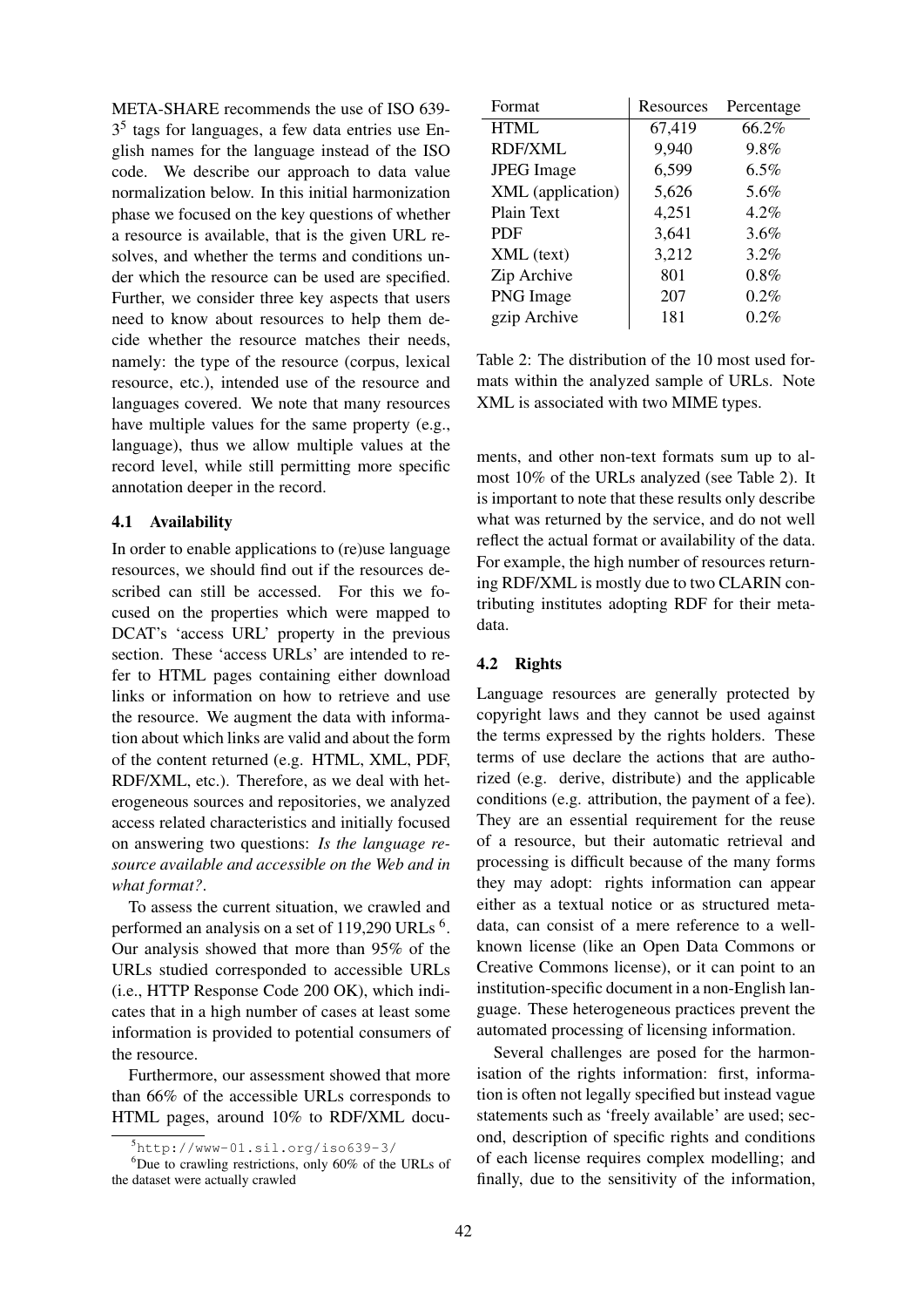META-SHARE recommends the use of ISO 639-3[5] tags for languages, a few data entries use English names for the language instead of the ISO code. We describe our approach to data value normalization below. In this initial harmonization phase we focused on the key questions of whether a resource is available, that is the given URL resolves, and whether the terms and conditions under which the resource can be used are specified. Further, we consider three key aspects that users need to know about resources to help them decide whether the resource matches their needs, namely: the type of the resource (corpus, lexical resource, etc.), intended use of the resource and languages covered. We note that many resources have multiple values for the same property (e.g., language), thus we allow multiple values at the record level, while still permitting more specific annotation deeper in the record.

### 4.1 Availability

In order to enable applications to (re)use language resources, we should find out if the resources described can still be accessed. For this we focused on the properties which were mapped to DCAT's 'access URL' property in the previous section. These 'access URLs' are intended to refer to HTML pages containing either download links or information on how to retrieve and use the resource. We augment the data with information about which links are valid and about the form of the content returned (e.g. HTML, XML, PDF, RDF/XML, etc.). Therefore, as we deal with heterogeneous sources and repositories, we analyzed access related characteristics and initially focused on answering two questions: *Is the language resource available and accessible on the Web and in what format?*.

To assess the current situation, we crawled and performed an analysis on a set of 119,290 URLs [6]. Our analysis showed that more than 95% of the URLs studied corresponded to accessible URLs (i.e., HTTP Response Code 200 OK), which indicates that in a high number of cases at least some information is provided to potential consumers of the resource.

Furthermore, our assessment showed that more than 66% of the accessible URLs corresponds to HTML pages, around 10% to RDF/XML documents, and other non-text formats sum up to almost 10% of the URLs analyzed (see Table 2). It is important to note that these results only describe what was returned by the service, and do not well reflect the actual format or availability of the data. For example, the high number of resources returning RDF/XML is mostly due to two CLARIN contributing institutes adopting RDF for their metadata.

| Format | Resources | Percentage |
|---|---|---|
| HTML | 67,419 | 66.2% |
| RDF/XML | 9,940 | 9.8% |
| JPEG Image | 6,599 | 6.5% |
| XML (application) | 5,626 | 5.6% |
| Plain Text | 4,251 | 4.2% |
| PDF | 3,641 | 3.6% |
| XML (text) | 3,212 | 3.2% |
| Zip Archive | 801 | 0.8% |
| PNG Image | 207 | 0.2% |
| gzip Archive | 181 | 0.2% |

Table 2: The distribution of the 10 most used formats within the analyzed sample of URLs. Note XML is associated with two MIME types.

### 4.2 Rights

Language resources are generally protected by copyright laws and they cannot be used against the terms expressed by the rights holders. These terms of use declare the actions that are authorized (e.g. derive, distribute) and the applicable conditions (e.g. attribution, the payment of a fee). They are an essential requirement for the reuse of a resource, but their automatic retrieval and processing is difficult because of the many forms they may adopt: rights information can appear either as a textual notice or as structured metadata, can consist of a mere reference to a well-known license (like an Open Data Commons or Creative Commons license), or it can point to an institution-specific document in a non-English language. These heterogeneous practices prevent the automated processing of licensing information.

Several challenges are posed for the harmonisation of the rights information: first, information is often not legally specified but instead vague statements such as 'freely available' are used; second, description of specific rights and conditions of each license requires complex modelling; and finally, due to the sensitivity of the information,

[5] http://www-01.sil.org/iso639-3/

[6] Due to crawling restrictions, only 60% of the URLs of the dataset were actually crawled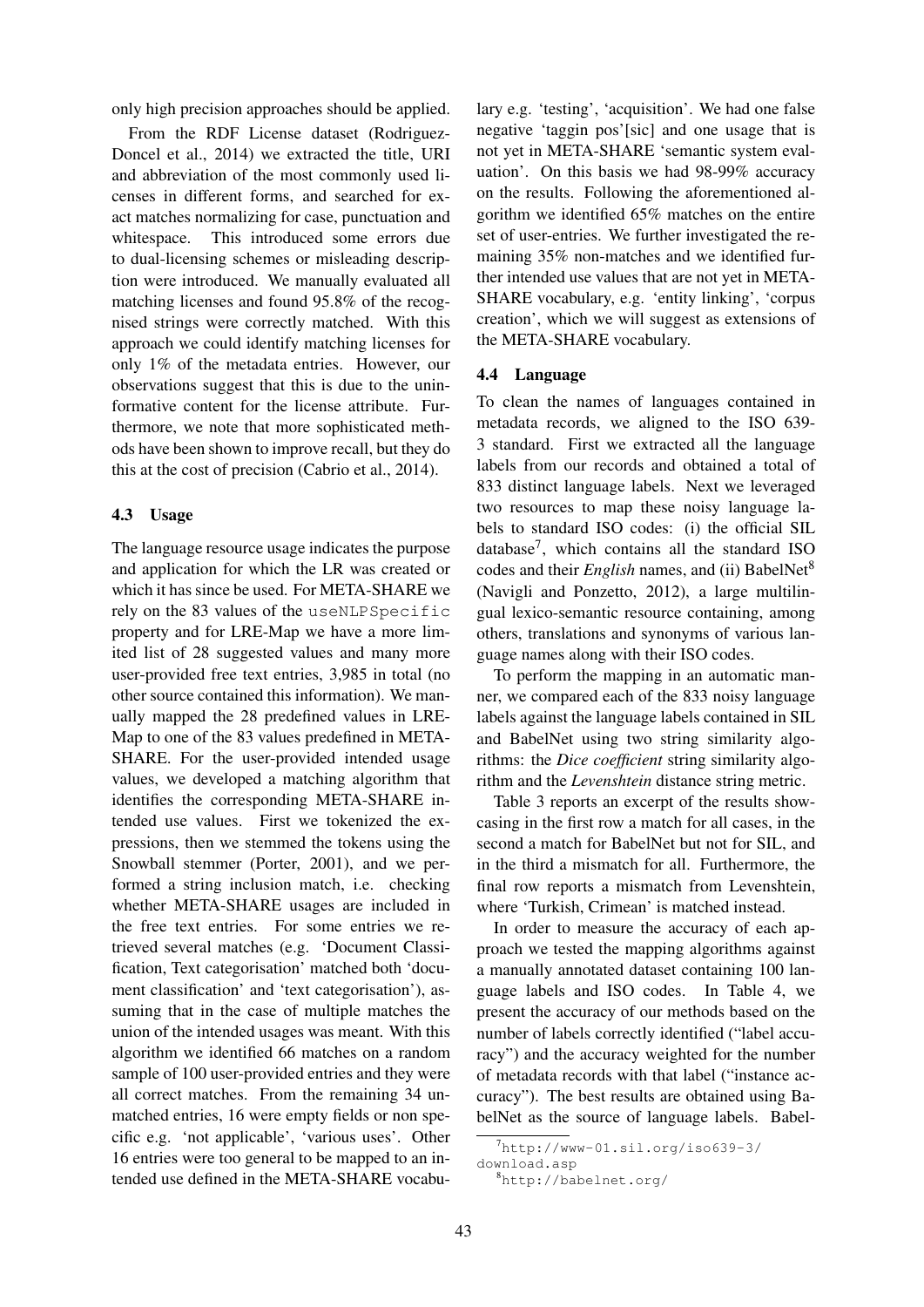only high precision approaches should be applied.

From the RDF License dataset (Rodriguez-Doncel et al., 2014) we extracted the title, URI and abbreviation of the most commonly used licenses in different forms, and searched for exact matches normalizing for case, punctuation and whitespace. This introduced some errors due to dual-licensing schemes or misleading description were introduced. We manually evaluated all matching licenses and found 95.8% of the recognised strings were correctly matched. With this approach we could identify matching licenses for only 1% of the metadata entries. However, our observations suggest that this is due to the uninformative content for the license attribute. Furthermore, we note that more sophisticated methods have been shown to improve recall, but they do this at the cost of precision (Cabrio et al., 2014).

### 4.3 Usage

The language resource usage indicates the purpose and application for which the LR was created or which it has since be used. For META-SHARE we rely on the 83 values of the `useNLPSpecific` property and for LRE-Map we have a more limited list of 28 suggested values and many more user-provided free text entries, 3,985 in total (no other source contained this information). We manually mapped the 28 predefined values in LRE-Map to one of the 83 values predefined in META-SHARE. For the user-provided intended usage values, we developed a matching algorithm that identifies the corresponding META-SHARE intended use values. First we tokenized the expressions, then we stemmed the tokens using the Snowball stemmer (Porter, 2001), and we performed a string inclusion match, i.e. checking whether META-SHARE usages are included in the free text entries. For some entries we retrieved several matches (e.g. 'Document Classification, Text categorisation' matched both 'document classification' and 'text categorisation'), assuming that in the case of multiple matches the union of the intended usages was meant. With this algorithm we identified 66 matches on a random sample of 100 user-provided entries and they were all correct matches. From the remaining 34 unmatched entries, 16 were empty fields or non specific e.g. 'not applicable', 'various uses'. Other 16 entries were too general to be mapped to an intended use defined in the META-SHARE vocabulary e.g. 'testing', 'acquisition'. We had one false negative 'taggin pos'[sic] and one usage that is not yet in META-SHARE 'semantic system evaluation'. On this basis we had 98-99% accuracy on the results. Following the aforementioned algorithm we identified 65% matches on the entire set of user-entries. We further investigated the remaining 35% non-matches and we identified further intended use values that are not yet in META-SHARE vocabulary, e.g. 'entity linking', 'corpus creation', which we will suggest as extensions of the META-SHARE vocabulary.

### 4.4 Language

To clean the names of languages contained in metadata records, we aligned to the ISO 639-3 standard. First we extracted all the language labels from our records and obtained a total of 833 distinct language labels. Next we leveraged two resources to map these noisy language labels to standard ISO codes: (i) the official SIL database[7], which contains all the standard ISO codes and their *English* names, and (ii) BabelNet[8] (Navigli and Ponzetto, 2012), a large multilingual lexico-semantic resource containing, among others, translations and synonyms of various language names along with their ISO codes.

To perform the mapping in an automatic manner, we compared each of the 833 noisy language labels against the language labels contained in SIL and BabelNet using two string similarity algorithms: the *Dice coefficient* string similarity algorithm and the *Levenshtein* distance string metric.

Table 3 reports an excerpt of the results showcasing in the first row a match for all cases, in the second a match for BabelNet but not for SIL, and in the third a mismatch for all. Furthermore, the final row reports a mismatch from Levenshtein, where 'Turkish, Crimean' is matched instead.

In order to measure the accuracy of each approach we tested the mapping algorithms against a manually annotated dataset containing 100 language labels and ISO codes. In Table 4, we present the accuracy of our methods based on the number of labels correctly identified ("label accuracy") and the accuracy weighted for the number of metadata records with that label ("instance accuracy"). The best results are obtained using BabelNet as the source of language labels. Babel-

[7] http://www-01.sil.org/iso639-3/download.asp

[8] http://babelnet.org/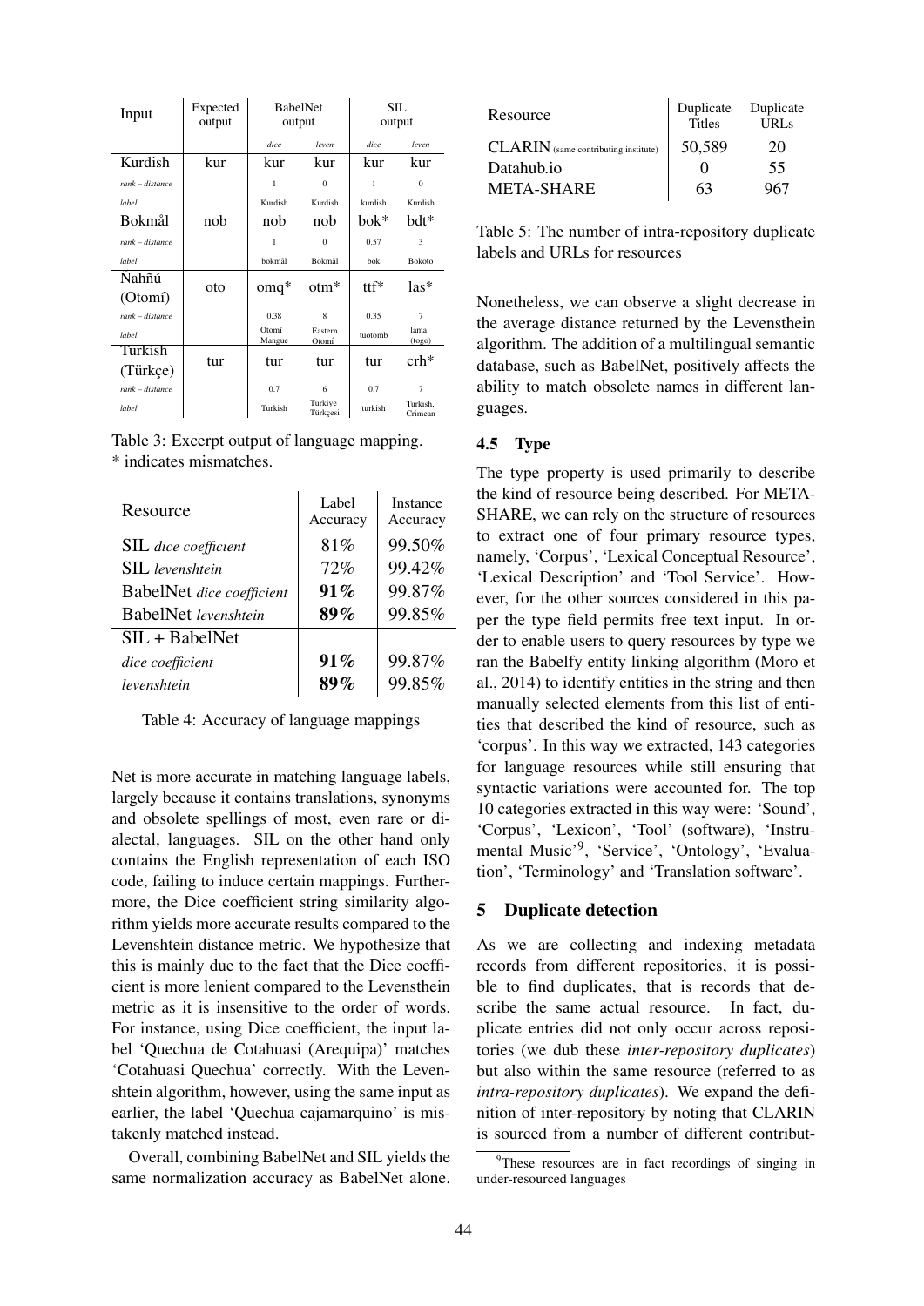| Input | Expected output | BabelNet output | | SIL output | |
|---|---|---|---|---|---|
| | | *dice* | *leven* | *dice* | *leven* |
| Kurdish | kur | kur | kur | kur | kur |
| *rank – distance* | | 1 | 0 | 1 | 0 |
| *label* | | Kurdish | Kurdish | kurdish | Kurdish |
| Bokmål | nob | nob | nob | bok* | bdt* |
| *rank – distance* | | 1 | 0 | 0.57 | 3 |
| *label* | | bokmål | Bokmål | bok | Bokoto |
| Nahñú (Otomí) | oto | omq* | otm* | ttf* | las* |
| *rank – distance* | | 0.38 | 8 | 0.35 | 7 |
| *label* | | Otomí Mangue | Eastern Otomí | tuotomb | lama (togo) |
| Turkish (Türkçe) | tur | tur | tur | tur | crh* |
| *rank – distance* | | 0.7 | 6 | 0.7 | 7 |
| *label* | | Turkish | Türkiye Türkçesi | turkish | Turkish, Crimean |

Table 3: Excerpt output of language mapping. * indicates mismatches.

| Resource | Label Accuracy | Instance Accuracy |
|---|---|---|
| SIL *dice coefficient* | 81% | 99.50% |
| SIL *levenshtein* | 72% | 99.42% |
| BabelNet *dice coefficient* | **91%** | 99.87% |
| BabelNet *levenshtein* | **89%** | 99.85% |
| SIL + BabelNet | | |
| *dice coefficient* | **91%** | 99.87% |
| *levenshtein* | **89%** | 99.85% |

Table 4: Accuracy of language mappings

Net is more accurate in matching language labels, largely because it contains translations, synonyms and obsolete spellings of most, even rare or dialectal, languages. SIL on the other hand only contains the English representation of each ISO code, failing to induce certain mappings. Furthermore, the Dice coefficient string similarity algorithm yields more accurate results compared to the Levenshtein distance metric. We hypothesize that this is mainly due to the fact that the Dice coefficient is more lenient compared to the Levensthein metric as it is insensitive to the order of words. For instance, using Dice coefficient, the input label 'Quechua de Cotahuasi (Arequipa)' matches 'Cotahuasi Quechua' correctly. With the Levenshtein algorithm, however, using the same input as earlier, the label 'Quechua cajamarquino' is mistakenly matched instead.

Overall, combining BabelNet and SIL yields the same normalization accuracy as BabelNet alone.

| Resource | Duplicate Titles | Duplicate URLs |
|---|---|---|
| CLARIN (same contributing institute) | 50,589 | 20 |
| Datahub.io | 0 | 55 |
| META-SHARE | 63 | 967 |

Table 5: The number of intra-repository duplicate labels and URLs for resources

Nonetheless, we can observe a slight decrease in the average distance returned by the Levenshtein algorithm. The addition of a multilingual semantic database, such as BabelNet, positively affects the ability to match obsolete names in different languages.

### 4.5 Type

The type property is used primarily to describe the kind of resource being described. For META-SHARE, we can rely on the structure of resources to extract one of four primary resource types, namely, 'Corpus', 'Lexical Conceptual Resource', 'Lexical Description' and 'Tool Service'. However, for the other sources considered in this paper the type field permits free text input. In order to enable users to query resources by type we ran the Babelfy entity linking algorithm (Moro et al., 2014) to identify entities in the string and then manually selected elements from this list of entities that described the kind of resource, such as 'corpus'. In this way we extracted, 143 categories for language resources while still ensuring that syntactic variations were accounted for. The top 10 categories extracted in this way were: 'Sound', 'Corpus', 'Lexicon', 'Tool' (software), 'Instrumental Music'[9], 'Service', 'Ontology', 'Evaluation', 'Terminology' and 'Translation software'.

## 5 Duplicate detection

As we are collecting and indexing metadata records from different repositories, it is possible to find duplicates, that is records that describe the same actual resource. In fact, duplicate entries did not only occur across repositories (we dub these *inter-repository duplicates*) but also within the same resource (referred to as *intra-repository duplicates*). We expand the definition of inter-repository by noting that CLARIN is sourced from a number of different contribut-

[9]These resources are in fact recordings of singing in under-resourced languages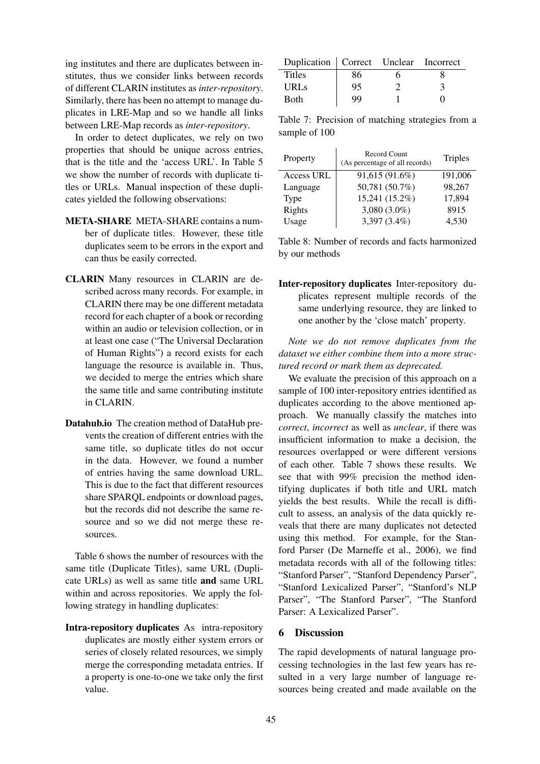ing institutes and there are duplicates between institutes, thus we consider links between records of different CLARIN institutes as *inter-repository*. Similarly, there has been no attempt to manage duplicates in LRE-Map and so we handle all links between LRE-Map records as *inter-repository*.

In order to detect duplicates, we rely on two properties that should be unique across entries, that is the title and the 'access URL'. In Table 5 we show the number of records with duplicate titles or URLs. Manual inspection of these duplicates yielded the following observations:

**META-SHARE** META-SHARE contains a number of duplicate titles. However, these title duplicates seem to be errors in the export and can thus be easily corrected.

**CLARIN** Many resources in CLARIN are described across many records. For example, in CLARIN there may be one different metadata record for each chapter of a book or recording within an audio or television collection, or in at least one case ("The Universal Declaration of Human Rights") a record exists for each language the resource is available in. Thus, we decided to merge the entries which share the same title and same contributing institute in CLARIN.

**Datahub.io** The creation method of DataHub prevents the creation of different entries with the same title, so duplicate titles do not occur in the data. However, we found a number of entries having the same download URL. This is due to the fact that different resources share SPARQL endpoints or download pages, but the records did not describe the same resource and so we did not merge these resources.

Table 6 shows the number of resources with the same title (Duplicate Titles), same URL (Duplicate URLs) as well as same title **and** same URL within and across repositories. We apply the following strategy in handling duplicates:

**Intra-repository duplicates** As intra-repository duplicates are mostly either system errors or series of closely related resources, we simply merge the corresponding metadata entries. If a property is one-to-one we take only the first value.

| Duplication | Correct | Unclear | Incorrect |
|---|---|---|---|
| Titles | 86 | 6 | 8 |
| URLs | 95 | 2 | 3 |
| Both | 99 | 1 | 0 |

Table 7: Precision of matching strategies from a sample of 100

| Property | Record Count (As percentage of all records) | Triples |
|---|---|---|
| Access URL | 91,615 (91.6%) | 191,006 |
| Language | 50,781 (50.7%) | 98,267 |
| Type | 15,241 (15.2%) | 17,894 |
| Rights | 3,080 (3.0%) | 8915 |
| Usage | 3,397 (3.4%) | 4,530 |

Table 8: Number of records and facts harmonized by our methods

**Inter-repository duplicates** Inter-repository duplicates represent multiple records of the same underlying resource, they are linked to one another by the 'close match' property.

*Note we do not remove duplicates from the dataset we either combine them into a more structured record or mark them as deprecated.*

We evaluate the precision of this approach on a sample of 100 inter-repository entries identified as duplicates according to the above mentioned approach. We manually classify the matches into *correct*, *incorrect* as well as *unclear*, if there was insufficient information to make a decision, the resources overlapped or were different versions of each other. Table 7 shows these results. We see that with 99% precision the method identifying duplicates if both title and URL match yields the best results. While the recall is difficult to assess, an analysis of the data quickly reveals that there are many duplicates not detected using this method. For example, for the Stanford Parser (De Marneffe et al., 2006), we find metadata records with all of the following titles: "Stanford Parser", "Stanford Dependency Parser", "Stanford Lexicalized Parser", "Stanford's NLP Parser", "The Stanford Parser", "The Stanford Parser: A Lexicalized Parser".

## 6 Discussion

The rapid developments of natural language processing technologies in the last few years has resulted in a very large number of language resources being created and made available on the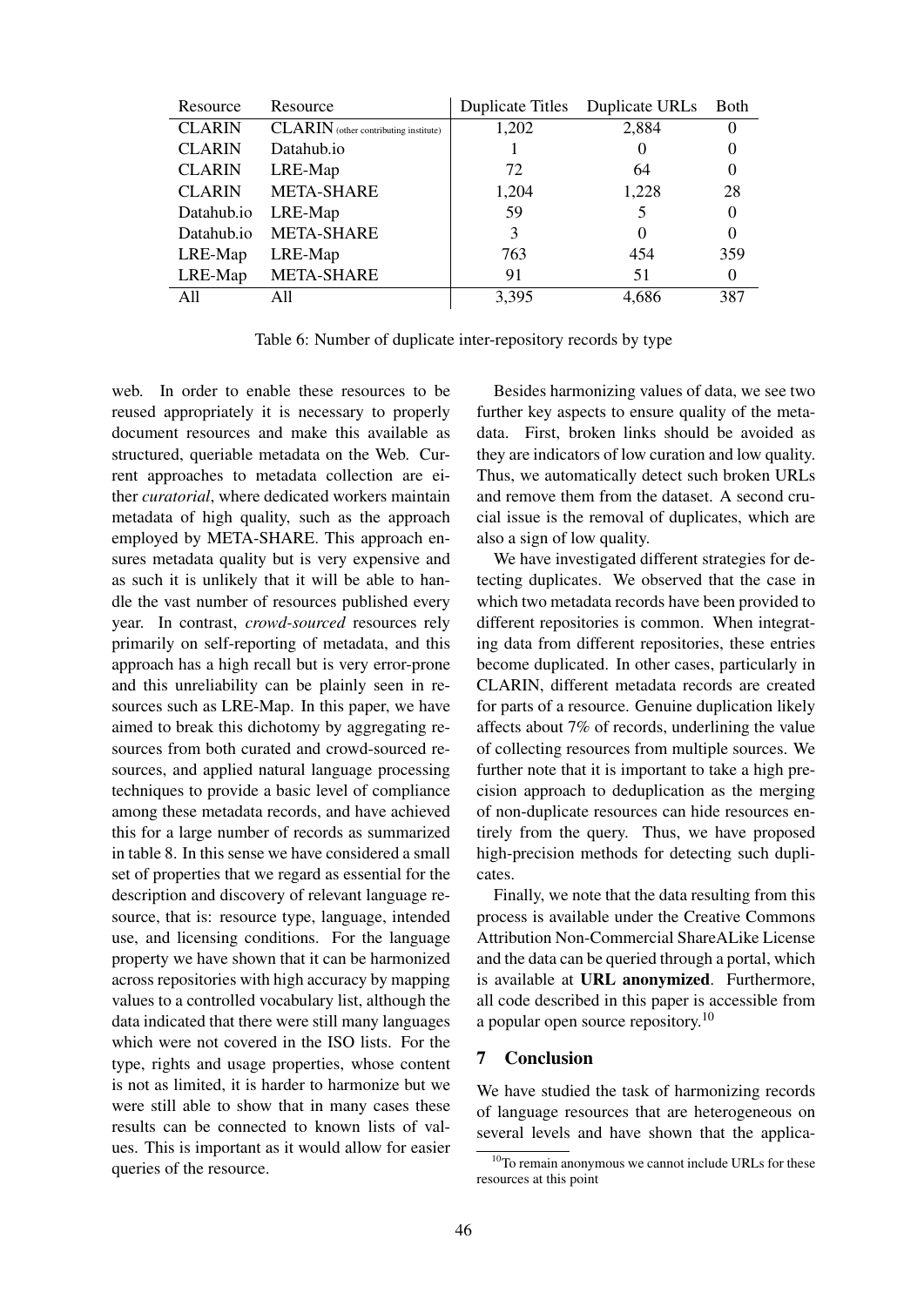| Resource | Resource | Duplicate Titles | Duplicate URLs | Both |
| --- | --- | --- | --- | --- |
| CLARIN | CLARIN (other contributing institute) | 1,202 | 2,884 | 0 |
| CLARIN | Datahub.io | 1 | 0 | 0 |
| CLARIN | LRE-Map | 72 | 64 | 0 |
| CLARIN | META-SHARE | 1,204 | 1,228 | 28 |
| Datahub.io | LRE-Map | 59 | 5 | 0 |
| Datahub.io | META-SHARE | 3 | 0 | 0 |
| LRE-Map | LRE-Map | 763 | 454 | 359 |
| LRE-Map | META-SHARE | 91 | 51 | 0 |
| All | All | 3,395 | 4,686 | 387 |

Table 6: Number of duplicate inter-repository records by type

web. In order to enable these resources to be reused appropriately it is necessary to properly document resources and make this available as structured, queriable metadata on the Web. Current approaches to metadata collection are either *curatorial*, where dedicated workers maintain metadata of high quality, such as the approach employed by META-SHARE. This approach ensures metadata quality but is very expensive and as such it is unlikely that it will be able to handle the vast number of resources published every year. In contrast, *crowd-sourced* resources rely primarily on self-reporting of metadata, and this approach has a high recall but is very error-prone and this unreliability can be plainly seen in resources such as LRE-Map. In this paper, we have aimed to break this dichotomy by aggregating resources from both curated and crowd-sourced resources, and applied natural language processing techniques to provide a basic level of compliance among these metadata records, and have achieved this for a large number of records as summarized in table 8. In this sense we have considered a small set of properties that we regard as essential for the description and discovery of relevant language resource, that is: resource type, language, intended use, and licensing conditions. For the language property we have shown that it can be harmonized across repositories with high accuracy by mapping values to a controlled vocabulary list, although the data indicated that there were still many languages which were not covered in the ISO lists. For the type, rights and usage properties, whose content is not as limited, it is harder to harmonize but we were still able to show that in many cases these results can be connected to known lists of values. This is important as it would allow for easier queries of the resource.

Besides harmonizing values of data, we see two further key aspects to ensure quality of the metadata. First, broken links should be avoided as they are indicators of low curation and low quality. Thus, we automatically detect such broken URLs and remove them from the dataset. A second crucial issue is the removal of duplicates, which are also a sign of low quality.

We have investigated different strategies for detecting duplicates. We observed that the case in which two metadata records have been provided to different repositories is common. When integrating data from different repositories, these entries become duplicated. In other cases, particularly in CLARIN, different metadata records are created for parts of a resource. Genuine duplication likely affects about 7% of records, underlining the value of collecting resources from multiple sources. We further note that it is important to take a high precision approach to deduplication as the merging of non-duplicate resources can hide resources entirely from the query. Thus, we have proposed high-precision methods for detecting such duplicates.

Finally, we note that the data resulting from this process is available under the Creative Commons Attribution Non-Commercial ShareALike License and the data can be queried through a portal, which is available at **URL anonymized**. Furthermore, all code described in this paper is accessible from a popular open source repository.[10]

## 7 Conclusion

We have studied the task of harmonizing records of language resources that are heterogeneous on several levels and have shown that the applica-

[10] To remain anonymous we cannot include URLs for these resources at this point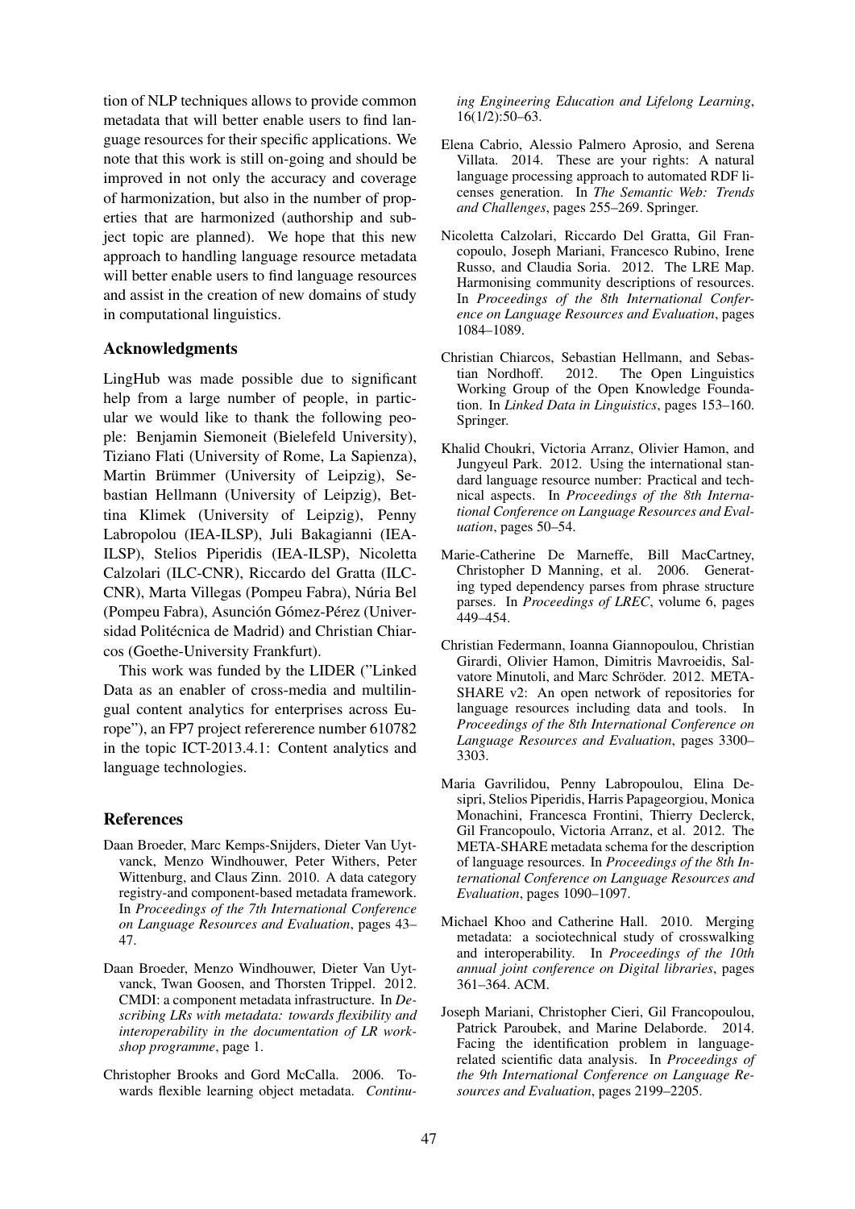tion of NLP techniques allows to provide common metadata that will better enable users to find language resources for their specific applications. We note that this work is still on-going and should be improved in not only the accuracy and coverage of harmonization, but also in the number of properties that are harmonized (authorship and subject topic are planned). We hope that this new approach to handling language resource metadata will better enable users to find language resources and assist in the creation of new domains of study in computational linguistics.

## Acknowledgments

LingHub was made possible due to significant help from a large number of people, in particular we would like to thank the following people: Benjamin Siemoneit (Bielefeld University), Tiziano Flati (University of Rome, La Sapienza), Martin Brümmer (University of Leipzig), Sebastian Hellmann (University of Leipzig), Bettina Klimek (University of Leipzig), Penny Labropolou (IEA-ILSP), Juli Bakagianni (IEA-ILSP), Stelios Piperidis (IEA-ILSP), Nicoletta Calzolari (ILC-CNR), Riccardo del Gratta (ILC-CNR), Marta Villegas (Pompeu Fabra), Núria Bel (Pompeu Fabra), Asunción Gómez-Pérez (Universidad Politécnica de Madrid) and Christian Chiarcos (Goethe-University Frankfurt).

This work was funded by the LIDER ("Linked Data as an enabler of cross-media and multilingual content analytics for enterprises across Europe"), an FP7 project refererence number 610782 in the topic ICT-2013.4.1: Content analytics and language technologies.

## References

Daan Broeder, Marc Kemps-Snijders, Dieter Van Uytvanck, Menzo Windhouwer, Peter Withers, Peter Wittenburg, and Claus Zinn. 2010. A data category registry-and component-based metadata framework. In *Proceedings of the 7th International Conference on Language Resources and Evaluation*, pages 43–47.

Daan Broeder, Menzo Windhouwer, Dieter Van Uytvanck, Twan Goosen, and Thorsten Trippel. 2012. CMDI: a component metadata infrastructure. In *Describing LRs with metadata: towards flexibility and interoperability in the documentation of LR workshop programme*, page 1.

Christopher Brooks and Gord McCalla. 2006. Towards flexible learning object metadata. *Continuing Engineering Education and Lifelong Learning*, 16(1/2):50–63.

Elena Cabrio, Alessio Palmero Aprosio, and Serena Villata. 2014. These are your rights: A natural language processing approach to automated RDF licenses generation. In *The Semantic Web: Trends and Challenges*, pages 255–269. Springer.

Nicoletta Calzolari, Riccardo Del Gratta, Gil Francopoulo, Joseph Mariani, Francesco Rubino, Irene Russo, and Claudia Soria. 2012. The LRE Map. Harmonising community descriptions of resources. In *Proceedings of the 8th International Conference on Language Resources and Evaluation*, pages 1084–1089.

Christian Chiarcos, Sebastian Hellmann, and Sebastian Nordhoff. 2012. The Open Linguistics Working Group of the Open Knowledge Foundation. In *Linked Data in Linguistics*, pages 153–160. Springer.

Khalid Choukri, Victoria Arranz, Olivier Hamon, and Jungyeul Park. 2012. Using the international standard language resource number: Practical and technical aspects. In *Proceedings of the 8th International Conference on Language Resources and Evaluation*, pages 50–54.

Marie-Catherine De Marneffe, Bill MacCartney, Christopher D Manning, et al. 2006. Generating typed dependency parses from phrase structure parses. In *Proceedings of LREC*, volume 6, pages 449–454.

Christian Federmann, Ioanna Giannopoulou, Christian Girardi, Olivier Hamon, Dimitris Mavroeidis, Salvatore Minutoli, and Marc Schröder. 2012. META-SHARE v2: An open network of repositories for language resources including data and tools. In *Proceedings of the 8th International Conference on Language Resources and Evaluation*, pages 3300–3303.

Maria Gavrilidou, Penny Labropoulou, Elina Desipri, Stelios Piperidis, Harris Papageorgiou, Monica Monachini, Francesca Frontini, Thierry Declerck, Gil Francopoulo, Victoria Arranz, et al. 2012. The META-SHARE metadata schema for the description of language resources. In *Proceedings of the 8th International Conference on Language Resources and Evaluation*, pages 1090–1097.

Michael Khoo and Catherine Hall. 2010. Merging metadata: a sociotechnical study of crosswalking and interoperability. In *Proceedings of the 10th annual joint conference on Digital libraries*, pages 361–364. ACM.

Joseph Mariani, Christopher Cieri, Gil Francopoulo, Patrick Paroubek, and Marine Delaborde. 2014. Facing the identification problem in language-related scientific data analysis. In *Proceedings of the 9th International Conference on Language Resources and Evaluation*, pages 2199–2205.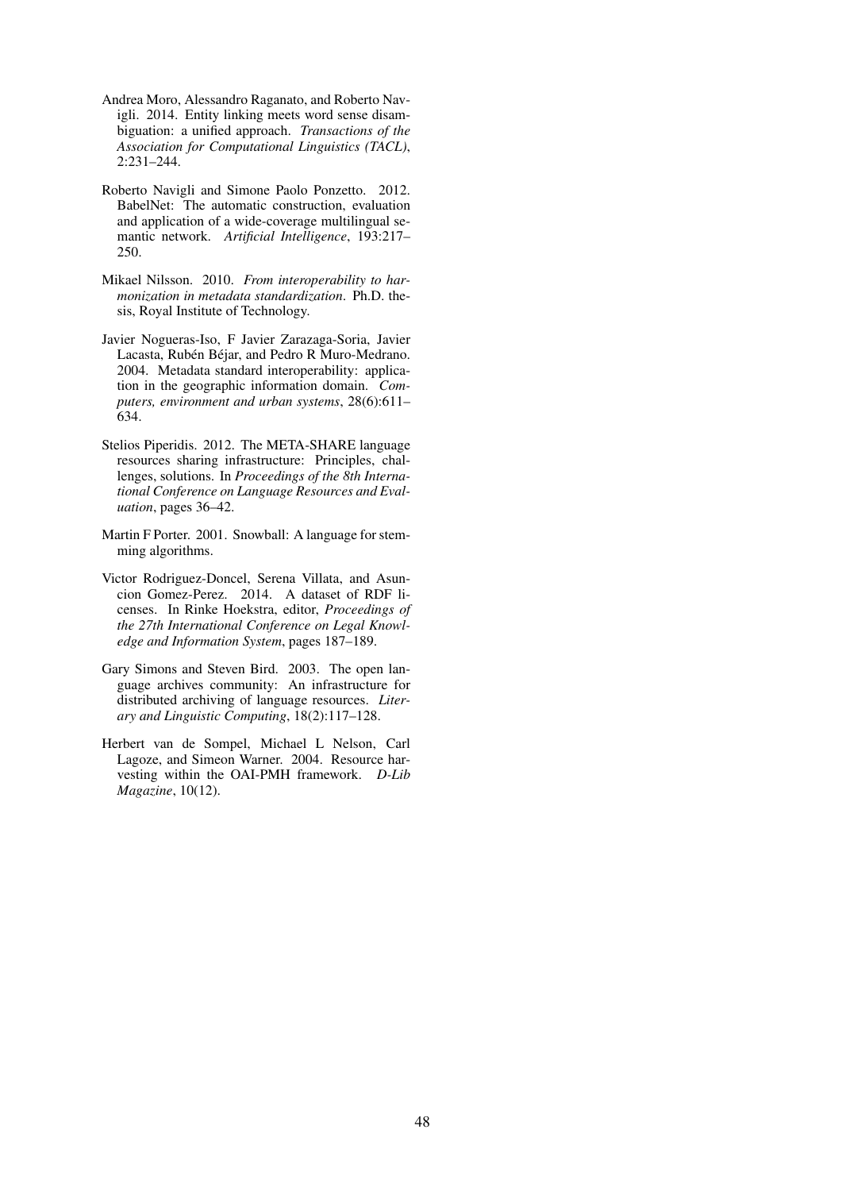Andrea Moro, Alessandro Raganato, and Roberto Navigli. 2014. Entity linking meets word sense disambiguation: a unified approach. *Transactions of the Association for Computational Linguistics (TACL)*, 2:231–244.

Roberto Navigli and Simone Paolo Ponzetto. 2012. BabelNet: The automatic construction, evaluation and application of a wide-coverage multilingual semantic network. *Artificial Intelligence*, 193:217–250.

Mikael Nilsson. 2010. *From interoperability to harmonization in metadata standardization*. Ph.D. thesis, Royal Institute of Technology.

Javier Nogueras-Iso, F Javier Zarazaga-Soria, Javier Lacasta, Rubén Béjar, and Pedro R Muro-Medrano. 2004. Metadata standard interoperability: application in the geographic information domain. *Computers, environment and urban systems*, 28(6):611–634.

Stelios Piperidis. 2012. The META-SHARE language resources sharing infrastructure: Principles, challenges, solutions. In *Proceedings of the 8th International Conference on Language Resources and Evaluation*, pages 36–42.

Martin F Porter. 2001. Snowball: A language for stemming algorithms.

Victor Rodriguez-Doncel, Serena Villata, and Asuncion Gomez-Perez. 2014. A dataset of RDF licenses. In Rinke Hoekstra, editor, *Proceedings of the 27th International Conference on Legal Knowledge and Information System*, pages 187–189.

Gary Simons and Steven Bird. 2003. The open language archives community: An infrastructure for distributed archiving of language resources. *Literary and Linguistic Computing*, 18(2):117–128.

Herbert van de Sompel, Michael L Nelson, Carl Lagoze, and Simeon Warner. 2004. Resource harvesting within the OAI-PMH framework. *D-Lib Magazine*, 10(12).